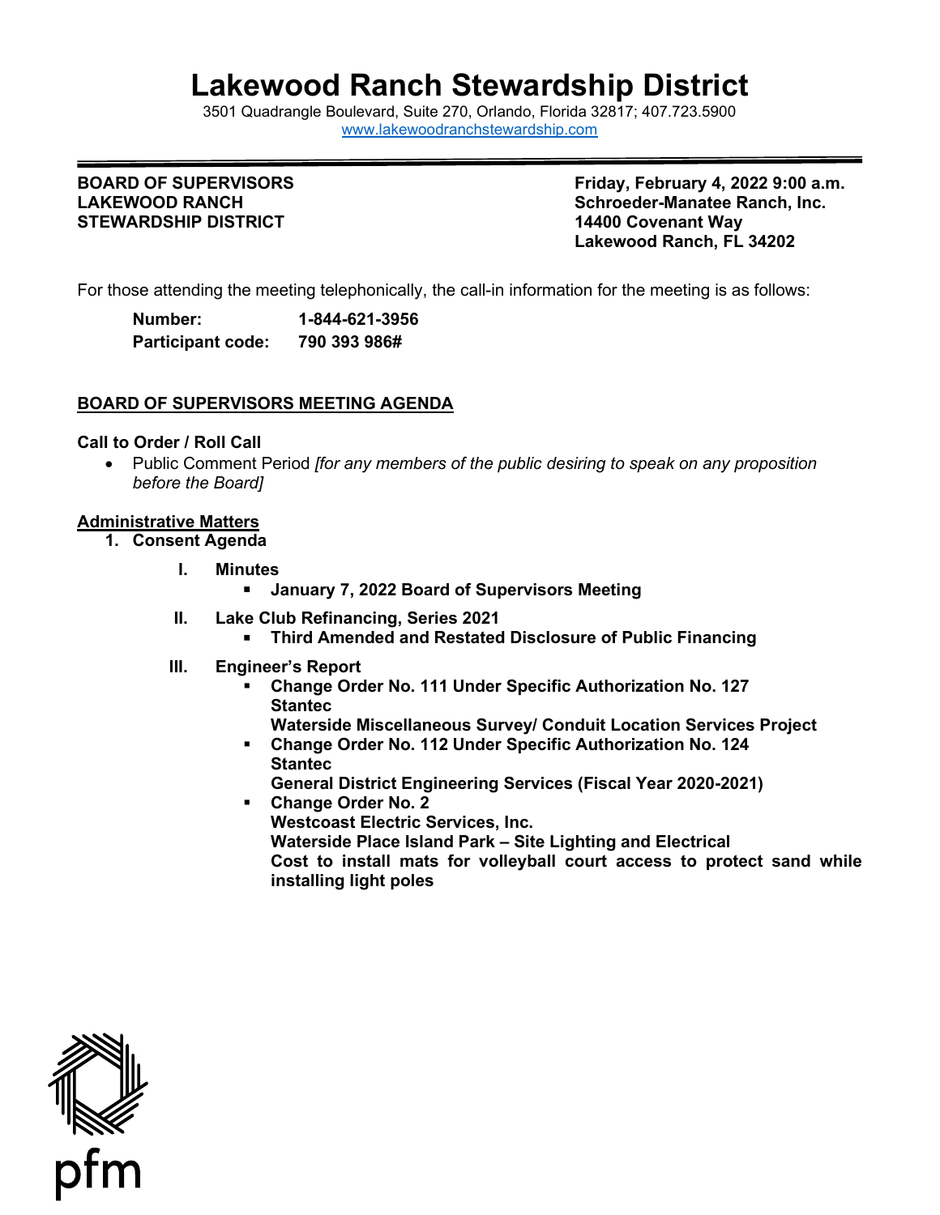# Lakewood Ranch Stewardship District

3501 Quadrangle Boulevard, Suite 270, Orlando, Florida 32817; 407.723.5900
www.lakewoodranchstewardship.com

**BOARD OF SUPERVISORS**
**LAKEWOOD RANCH**
**STEWARDSHIP DISTRICT**

**Friday, February 4, 2022 9:00 a.m.**
**Schroeder-Manatee Ranch, Inc.**
**14400 Covenant Way**
**Lakewood Ranch, FL 34202**

For those attending the meeting telephonically, the call-in information for the meeting is as follows:

**Number:** **1-844-621-3956**
**Participant code:** **790 393 986#**

## BOARD OF SUPERVISORS MEETING AGENDA

**Call to Order / Roll Call**

- Public Comment Period *[for any members of the public desiring to speak on any proposition before the Board]*

**Administrative Matters**

1. **Consent Agenda**

   I. **Minutes**
      - **January 7, 2022 Board of Supervisors Meeting**

   II. **Lake Club Refinancing, Series 2021**
      - **Third Amended and Restated Disclosure of Public Financing**

   III. **Engineer's Report**
      - **Change Order No. 111 Under Specific Authorization No. 127**
        **Stantec**
        **Waterside Miscellaneous Survey/ Conduit Location Services Project**
      - **Change Order No. 112 Under Specific Authorization No. 124**
        **Stantec**
        **General District Engineering Services (Fiscal Year 2020-2021)**
      - **Change Order No. 2**
        **Westcoast Electric Services, Inc.**
        **Waterside Place Island Park – Site Lighting and Electrical**
        **Cost to install mats for volleyball court access to protect sand while installing light poles**

pfm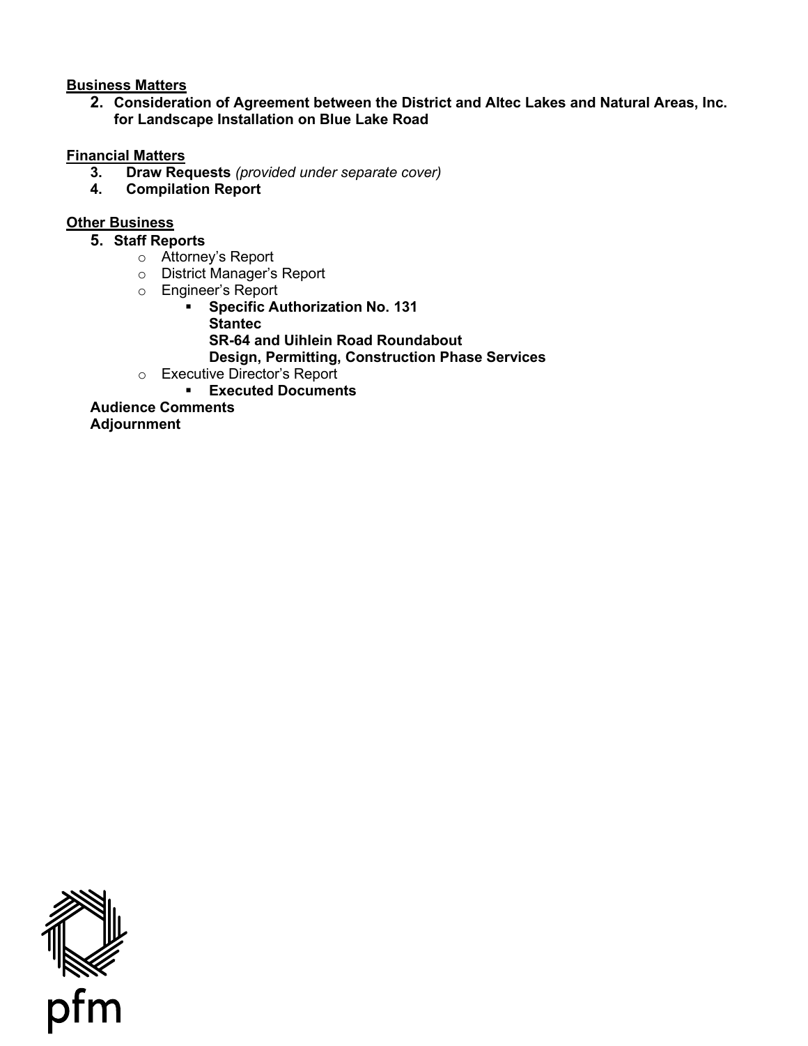**Business Matters**

2. **Consideration of Agreement between the District and Altec Lakes and Natural Areas, Inc. for Landscape Installation on Blue Lake Road**

**Financial Matters**

3. **Draw Requests** *(provided under separate cover)*
4. **Compilation Report**

**Other Business**

5. **Staff Reports**
   - Attorney's Report
   - District Manager's Report
   - Engineer's Report
     - **Specific Authorization No. 131**
       **Stantec**
       **SR-64 and Uihlein Road Roundabout**
       **Design, Permitting, Construction Phase Services**
   - Executive Director's Report
     - **Executed Documents**

**Audience Comments**

**Adjournment**

pfm